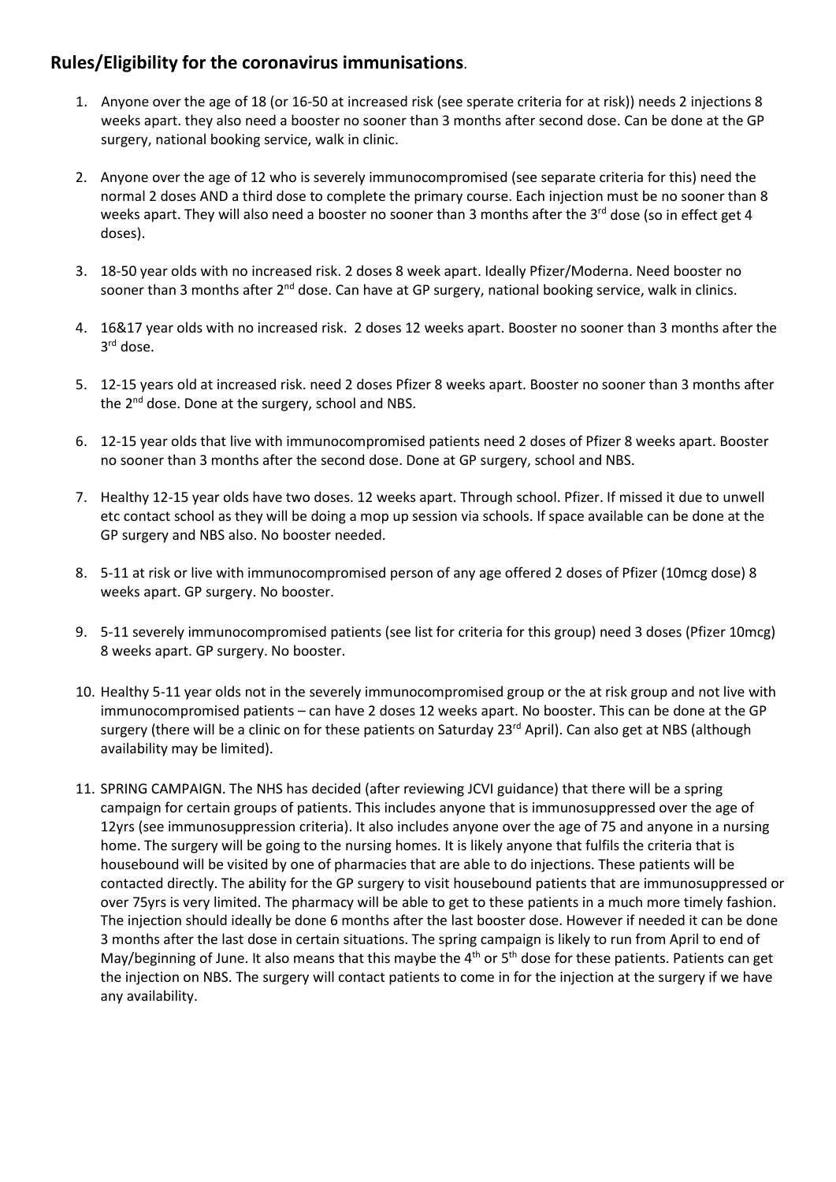## **Rules/Eligibility for the coronavirus immunisations**.

1. Anyone over the age of 18 (or 16-50 at increased risk (see sperate criteria for at risk)) needs 2 injections 8 weeks apart. they also need a booster no sooner than 3 months after second dose. Can be done at the GP surgery, national booking service, walk in clinic.

2. Anyone over the age of 12 who is severely immunocompromised (see separate criteria for this) need the normal 2 doses AND a third dose to complete the primary course. Each injection must be no sooner than 8 weeks apart. They will also need a booster no sooner than 3 months after the 3rd dose (so in effect get 4 doses).

3. 18-50 year olds with no increased risk. 2 doses 8 week apart. Ideally Pfizer/Moderna. Need booster no sooner than 3 months after 2nd dose. Can have at GP surgery, national booking service, walk in clinics.

4. 16&17 year olds with no increased risk. 2 doses 12 weeks apart. Booster no sooner than 3 months after the 3rd dose.

5. 12-15 years old at increased risk. need 2 doses Pfizer 8 weeks apart. Booster no sooner than 3 months after the 2nd dose. Done at the surgery, school and NBS.

6. 12-15 year olds that live with immunocompromised patients need 2 doses of Pfizer 8 weeks apart. Booster no sooner than 3 months after the second dose. Done at GP surgery, school and NBS.

7. Healthy 12-15 year olds have two doses. 12 weeks apart. Through school. Pfizer. If missed it due to unwell etc contact school as they will be doing a mop up session via schools. If space available can be done at the GP surgery and NBS also. No booster needed.

8. 5-11 at risk or live with immunocompromised person of any age offered 2 doses of Pfizer (10mcg dose) 8 weeks apart. GP surgery. No booster.

9. 5-11 severely immunocompromised patients (see list for criteria for this group) need 3 doses (Pfizer 10mcg) 8 weeks apart. GP surgery. No booster.

10. Healthy 5-11 year olds not in the severely immunocompromised group or the at risk group and not live with immunocompromised patients – can have 2 doses 12 weeks apart. No booster. This can be done at the GP surgery (there will be a clinic on for these patients on Saturday 23rd April). Can also get at NBS (although availability may be limited).

11. SPRING CAMPAIGN. The NHS has decided (after reviewing JCVI guidance) that there will be a spring campaign for certain groups of patients. This includes anyone that is immunosuppressed over the age of 12yrs (see immunosuppression criteria). It also includes anyone over the age of 75 and anyone in a nursing home. The surgery will be going to the nursing homes. It is likely anyone that fulfils the criteria that is housebound will be visited by one of pharmacies that are able to do injections. These patients will be contacted directly. The ability for the GP surgery to visit housebound patients that are immunosuppressed or over 75yrs is very limited. The pharmacy will be able to get to these patients in a much more timely fashion. The injection should ideally be done 6 months after the last booster dose. However if needed it can be done 3 months after the last dose in certain situations. The spring campaign is likely to run from April to end of May/beginning of June. It also means that this maybe the 4th or 5th dose for these patients. Patients can get the injection on NBS. The surgery will contact patients to come in for the injection at the surgery if we have any availability.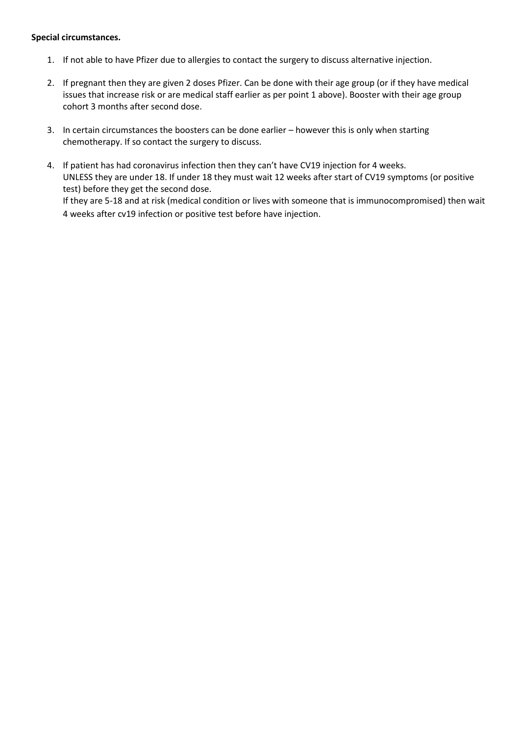**Special circumstances.**

1. If not able to have Pfizer due to allergies to contact the surgery to discuss alternative injection.

2. If pregnant then they are given 2 doses Pfizer. Can be done with their age group (or if they have medical issues that increase risk or are medical staff earlier as per point 1 above). Booster with their age group cohort 3 months after second dose.

3. In certain circumstances the boosters can be done earlier – however this is only when starting chemotherapy. If so contact the surgery to discuss.

4. If patient has had coronavirus infection then they can't have CV19 injection for 4 weeks.
   UNLESS they are under 18. If under 18 they must wait 12 weeks after start of CV19 symptoms (or positive test) before they get the second dose.
   If they are 5-18 and at risk (medical condition or lives with someone that is immunocompromised) then wait 4 weeks after cv19 infection or positive test before have injection.